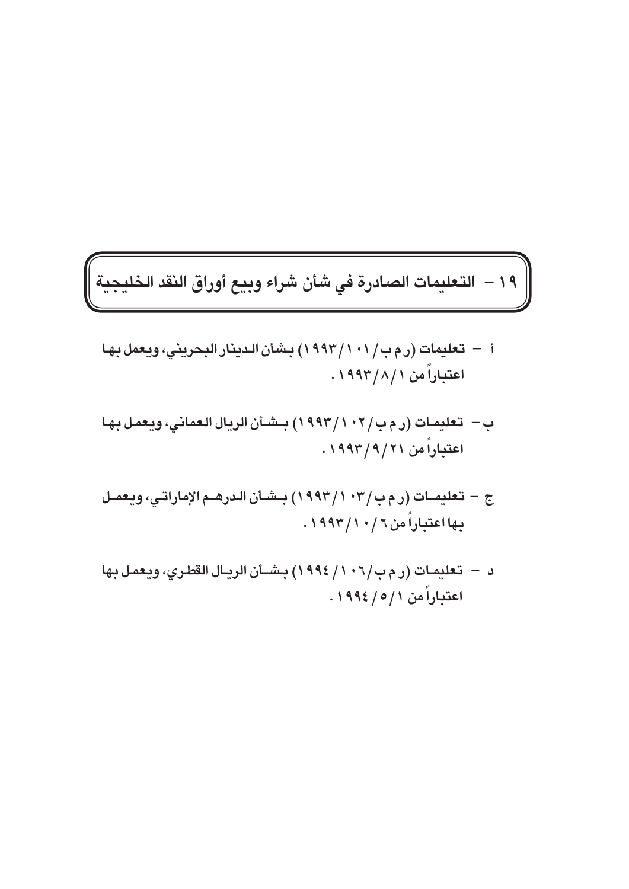## ١٩ – التعليمات الصادرة في شأن شراء وبيع أوراق النقد الخليجية

أ – تعليمات (ر م ب/ ١٠١/ ١٩٩٣) بشأن الدينار البحريني، ويعمل بها اعتباراً من ١/٨/١٩٩٣.

ب – تعليمات (ر م ب/ ١٠٢/ ١٩٩٣) بشأن الريال العماني، ويعمل بها اعتباراً من ٢١/ ٩/ ١٩٩٣.

ج – تعليمات (ر م ب/ ١٠٣/ ١٩٩٣) بشأن الدرهم الإماراتي، ويعمل بها اعتباراً من ٦/ ١٠/ ١٩٩٣.

د – تعليمات (ر م ب/ ١٠٦/ ١٩٩٤) بشأن الريال القطري، ويعمل بها اعتباراً من ١/ ٥/ ١٩٩٤.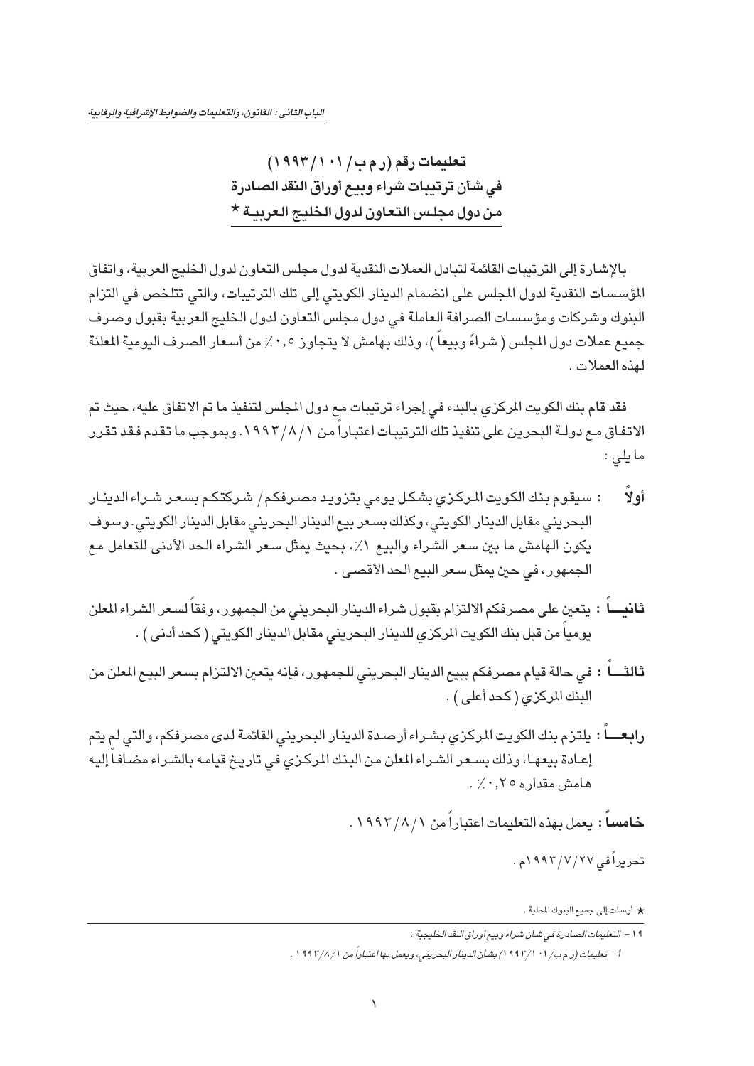## تعليمات رقم (ر م ب / ١٠١ / ١٩٩٣)
## في شأن ترتيبات شراء وبيع أوراق النقد الصادرة من دول مجلس التعاون لدول الخليج العربية ★

بالإشارة إلى الترتيبات القائمة لتبادل العملات النقدية لدول مجلس التعاون لدول الخليج العربية، واتفاق المؤسسات النقدية لدول المجلس على انضمام الدينار الكويتي إلى تلك الترتيبات، والتي تتلخص في التزام البنوك وشركات ومؤسسات الصرافة العاملة في دول مجلس التعاون لدول الخليج العربية بقبول وصرف جميع عملات دول المجلس ( شراءً وبيعاً )، وذلك بهامش لا يتجاوز ٠,٥ ٪ من أسعار الصرف اليومية المعلنة لهذه العملات .

فقد قام بنك الكويت المركزي بالبدء في إجراء ترتيبات مع دول المجلس لتنفيذ ما تم الاتفاق عليه، حيث تم الاتفاق مع دولة البحرين على تنفيذ تلك الترتيبات اعتباراً من ١٩٩٣/٨/١ . وبموجب ما تقدم فقد تقرر ما يلي :

**أولاً** : سيقوم بنك الكويت المركزي بشكل يومي بتزويد مصرفكم / شركتكم بسعر شراء الدينار البحريني مقابل الدينار الكويتي، وكذلك بسعر بيع الدينار البحريني مقابل الدينار الكويتي . وسوف يكون الهامش ما بين سعر الشراء والبيع ١٪، بحيث يمثل سعر الشراء الحد الأدنى للتعامل مع الجمهور، في حين يمثل سعر البيع الحد الأقصى .

**ثانياً** : يتعين على مصرفكم الالتزام بقبول شراء الدينار البحريني من الجمهور، وفقاً لسعر الشراء المعلن يومياً من قبل بنك الكويت المركزي للدينار البحريني مقابل الدينار الكويتي ( كحد أدنى ) .

**ثالثاً** : في حالة قيام مصرفكم ببيع الدينار البحريني للجمهور، فإنه يتعين الالتزام بسعر البيع المعلن من البنك المركزي ( كحد أعلى ) .

**رابعاً** : يلتزم بنك الكويت المركزي بشراء أرصدة الدينار البحريني القائمة لدى مصرفكم، والتي لم يتم إعادة بيعها، وذلك بسعر الشراء المعلن من البنك المركزي في تاريخ قيامه بالشراء مضافاً إليه هامش مقداره ٠,٢٥ ٪ .

**خامساً** : يعمل بهذه التعليمات اعتباراً من ١٩٩٣/٨/١ .

تحريراً في ١٩٩٣/٧/٢٧م .

★ أرسلت إلى جميع البنوك المحلية .

*١٩ – التعليمات الصادرة في شأن شراء وبيع أوراق النقد الخليجية .*

*أ – تعليمات (ر م ب / ١٠١ / ١٩٩٣) بشأن الدينار البحريني، ويعمل بها اعتباراً من ١٩٩٣/٨/١ .*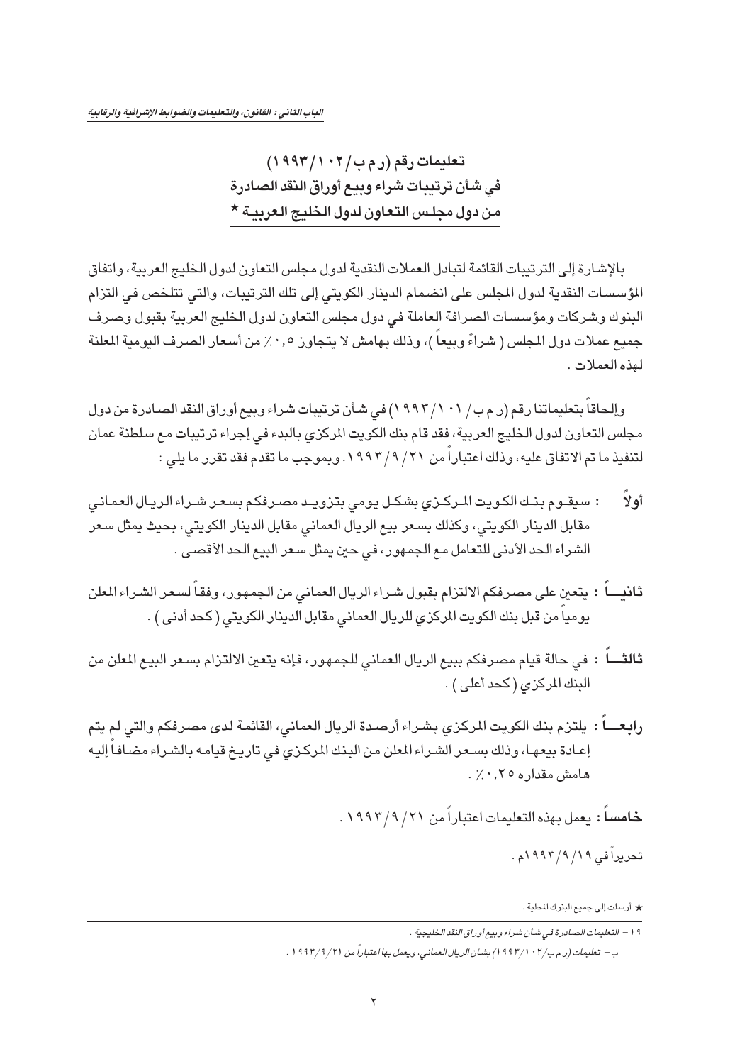## تعليمات رقم (ر م ب/١٠٢/١٩٩٣)
## في شأن ترتيبات شراء وبيع أوراق النقد الصادرة من دول مجلس التعاون لدول الخليج العربية ★

بالإشارة إلى الترتيبات القائمة لتبادل العملات النقدية لدول مجلس التعاون لدول الخليج العربية، واتفاق المؤسسات النقدية لدول المجلس على انضمام الدينار الكويتي إلى تلك الترتيبات، والتي تتلخص في التزام البنوك وشركات ومؤسسات الصرافة العاملة في دول مجلس التعاون لدول الخليج العربية بقبول وصرف جميع عملات دول المجلس ( شراءً وبيعاً )، وذلك بهامش لا يتجاوز ٠,٥٪ من أسعار الصرف اليومية المعلنة لهذه العملات .

وإلحاقاً بتعليماتنا رقم (ر م ب/ ١٠١/١٩٩٣) في شأن ترتيبات شراء وبيع أوراق النقد الصادرة من دول مجلس التعاون لدول الخليج العربية، فقد قام بنك الكويت المركزي بالبدء في إجراء ترتيبات مع سلطنة عمان لتنفيذ ما تم الاتفاق عليه، وذلك اعتباراً من ١٩٩٣/٩/٢١ . وبموجب ما تقدم فقد تقرر ما يلي :

**أولاً** : سيقوم بنك الكويت المركزي بشكل يومي بتزويد مصرفكم بسعر شراء الريال العماني مقابل الدينار الكويتي، وكذلك بسعر بيع الريال العماني مقابل الدينار الكويتي، بحيث يمثل سعر الشراء الحد الأدنى للتعامل مع الجمهور، في حين يمثل سعر البيع الحد الأقصى .

**ثانياً** : يتعين على مصرفكم الالتزام بقبول شراء الريال العماني من الجمهور، وفقاً لسعر الشراء المعلن يومياً من قبل بنك الكويت المركزي للريال العماني مقابل الدينار الكويتي ( كحد أدنى ) .

**ثالثاً** : في حالة قيام مصرفكم ببيع الريال العماني للجمهور، فإنه يتعين الالتزام بسعر البيع المعلن من البنك المركزي ( كحد أعلى ) .

**رابعاً** : يلتزم بنك الكويت المركزي بشراء أرصدة الريال العماني، القائمة لدى مصرفكم والتي لم يتم إعادة بيعها، وذلك بسعر الشراء المعلن من البنك المركزي في تاريخ قيامه بالشراء مضافاً إليه هامش مقداره ٠,٢٥٪ .

**خامساً** : يعمل بهذه التعليمات اعتباراً من ١٩٩٣/٩/٢١ .

تحريراً في ١٩٩٣/٩/١٩م .

★ أرسلت إلى جميع البنوك المحلية .

١٩ – *التعليمات الصادرة في شأن شراء وبيع أوراق النقد الخليجية .*

*ب – تعليمات (ر م ب/١٠٢/١٩٩٣) بشأن الريال العماني، ويعمل بها اعتباراً من ١٩٩٣/٩/٢١ .*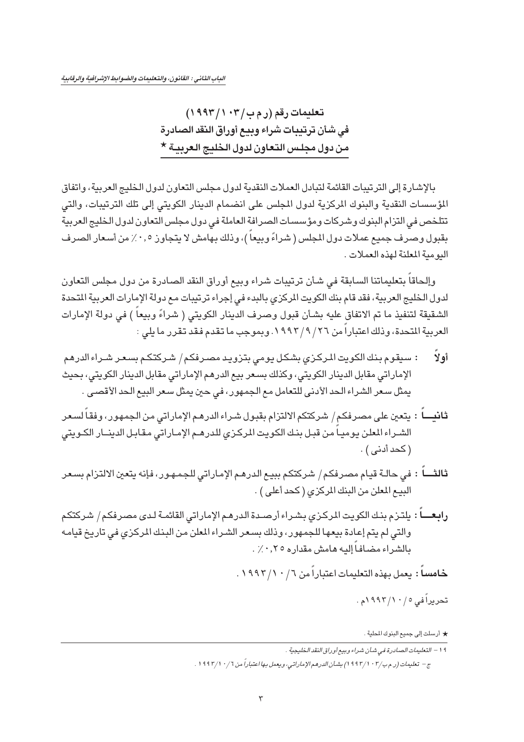## تعليمات رقم (ر م ب/١٠٣/١٩٩٣)
## في شأن ترتيبات شراء وبيع أوراق النقد الصادرة من دول مجلس التعاون لدول الخليج العربية ★

بالإشارة إلى الترتيبات القائمة لتبادل العملات النقدية لدول مجلس التعاون لدول الخليج العربية، واتفاق المؤسسات النقدية والبنوك المركزية لدول المجلس على انضمام الدينار الكويتي إلى تلك الترتيبات، والتي تتلخص في التزام البنوك وشركات ومؤسسات الصرافة العاملة في دول مجلس التعاون لدول الخليج العربية بقبول وصرف جميع عملات دول المجلس (شراءً وبيعاً)، وذلك بهامش لا يتجاوز ٠,٥٪ من أسعار الصرف اليومية المعلنة لهذه العملات .

وإلحاقاً بتعليماتنا السابقة في شأن ترتيبات شراء وبيع أوراق النقد الصادرة من دول مجلس التعاون لدول الخليج العربية، فقد قام بنك الكويت المركزي بالبدء في إجراء ترتيبات مع دولة الإمارات العربية المتحدة الشقيقة لتنفيذ ما تم الاتفاق عليه بشأن قبول وصرف الدينار الكويتي (شراءً وبيعاً) في دولة الإمارات العربية المتحدة، وذلك اعتباراً من ٢٦/٩/١٩٩٣. وبموجب ما تقدم فقد تقرر ما يلي :

**أولاً** : سيقوم بنك الكويت المركزي بشكل يومي بتزويد مصرفكم/ شركتكم بسعر شراء الدرهم الإماراتي مقابل الدينار الكويتي، وكذلك بسعر بيع الدرهم الإماراتي مقابل الدينار الكويتي، بحيث يمثل سعر الشراء الحد الأدنى للتعامل مع الجمهور، في حين يمثل سعر البيع الحد الأقصى .

**ثانياً** : يتعين على مصرفكم/ شركتكم الالتزام بقبول شراء الدرهم الإماراتي من الجمهور، وفقاً لسعر الشراء المعلن يومياً من قبل بنك الكويت المركزي للدرهم الإماراتي مقابل الدينار الكويتي (كحد أدنى) .

**ثالثاً** : في حالة قيام مصرفكم/ شركتكم ببيع الدرهم الإماراتي للجمهور، فإنه يتعين الالتزام بسعر البيع المعلن من البنك المركزي (كحد أعلى) .

**رابعاً** : يلتزم بنك الكويت المركزي بشراء أرصدة الدرهم الإماراتي القائمة لدى مصرفكم/ شركتكم والتي لم يتم إعادة بيعها للجمهور، وذلك بسعر الشراء المعلن من البنك المركزي في تاريخ قيامه بالشراء مضافاً إليه هامش مقداره ٠,٢٥٪ .

**خامساً** : يعمل بهذه التعليمات اعتباراً من ٦/١٠/١٩٩٣ .

تحريراً في ٥/١٠/١٩٩٣م .

★ أرسلت إلى جميع البنوك المحلية .

---

١٩ – *التعليمات الصادرة في شأن شراء وبيع أوراق النقد الخليجية .*

*ج – تعليمات (ر م ب/١٠٣/١٩٩٣) بشأن الدرهم الإماراتي، ويعمل بها اعتباراً من ٦/١٠/١٩٩٣ .*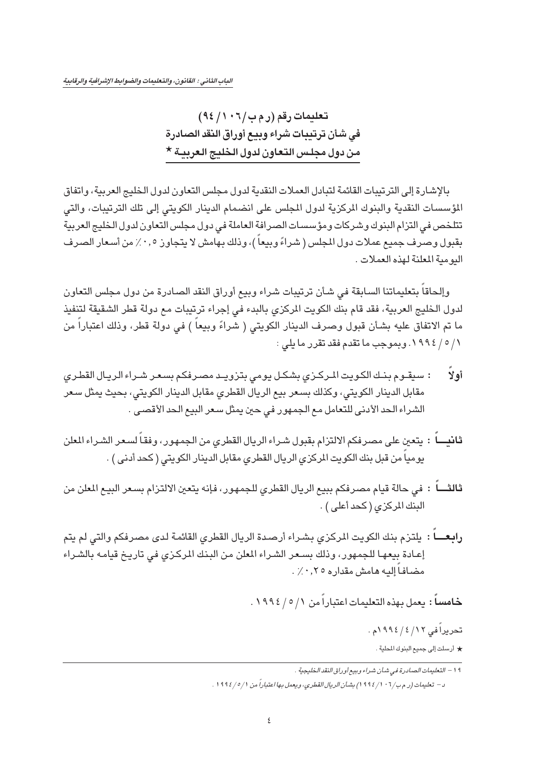## تعليمات رقم (ر م ب/١٠٦/ ٩٤)
## في شأن ترتيبات شراء وبيع أوراق النقد الصادرة من دول مجلس التعاون لدول الخليج العربية ★

بالإشارة إلى الترتيبات القائمة لتبادل العملات النقدية لدول مجلس التعاون لدول الخليج العربية، واتفاق المؤسسات النقدية والبنوك المركزية لدول المجلس على انضمام الدينار الكويتي إلى تلك الترتيبات، والتي تتلخص في التزام البنوك وشركات ومؤسسات الصرافة العاملة في دول مجلس التعاون لدول الخليج العربية بقبول وصرف جميع عملات دول المجلس ( شراءً وبيعاً )، وذلك بهامش لا يتجاوز ٠,٥٪ من أسعار الصرف اليومية المعلنة لهذه العملات .

وإلحاقاً بتعليماتنا السابقة في شأن ترتيبات شراء وبيع أوراق النقد الصادرة من دول مجلس التعاون لدول الخليج العربية، فقد قام بنك الكويت المركزي بالبدء في إجراء ترتيبات مع دولة قطر الشقيقة لتنفيذ ما تم الاتفاق عليه بشأن قبول وصرف الدينار الكويتي ( شراءً وبيعاً ) في دولة قطر، وذلك اعتباراً من ١٩٩٤/٥/١. وبموجب ما تقدم فقد تقرر ما يلي :

**أولاً** : سيقوم بنك الكويت المركزي بشكل يومي بتزويد مصرفكم بسعر شراء الريال القطري مقابل الدينار الكويتي، وكذلك بسعر بيع الريال القطري مقابل الدينار الكويتي، بحيث يمثل سعر الشراء الحد الأدنى للتعامل مع الجمهور في حين يمثل سعر البيع الحد الأقصى .

**ثانياً** : يتعين على مصرفكم الالتزام بقبول شراء الريال القطري من الجمهور، وفقاً لسعر الشراء المعلن يومياً من قبل بنك الكويت المركزي الريال القطري مقابل الدينار الكويتي ( كحد أدنى ) .

**ثالثاً** : في حالة قيام مصرفكم ببيع الريال القطري للجمهور، فإنه يتعين الالتزام بسعر البيع المعلن من البنك المركزي ( كحد أعلى ) .

**رابعاً** : يلتزم بنك الكويت المركزي بشراء أرصدة الريال القطري القائمة لدى مصرفكم والتي لم يتم إعادة بيعها للجمهور، وذلك بسعر الشراء المعلن من البنك المركزي في تاريخ قيامه بالشراء مضافاً إليه هامش مقداره ٠,٢٥٪ .

**خامساً** : يعمل بهذه التعليمات اعتباراً من ١٩٩٤/٥/١ .

تحريراً في ١٩٩٤/٤/١٢م .

★ أرسلت إلى جميع البنوك المحلية .

---

*١٩ – التعليمات الصادرة في شأن شراء وبيع أوراق النقد الخليجية .*

*د – تعليمات (ر م ب/١٠٦/ ١٩٩٤) بشأن الريال القطري، ويعمل بها اعتباراً من ١٩٩٤/٥/١ .*